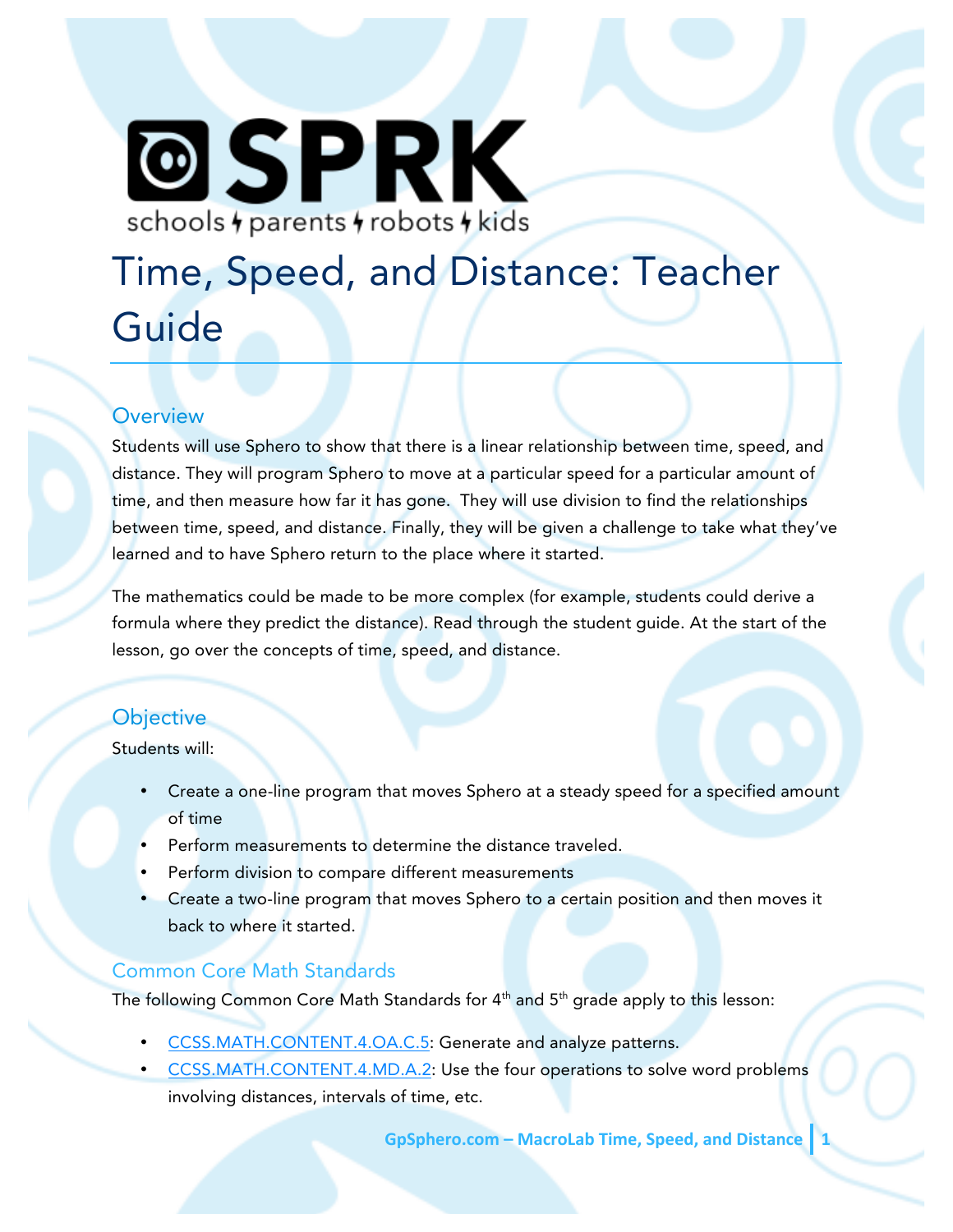SPRK

schools parents robots kids

# Time, Speed, and Distance: Teacher Guide

## Overview

Students will use Sphero to show that there is a linear relationship between time, speed, and distance. They will program Sphero to move at a particular speed for a particular amount of time, and then measure how far it has gone. They will use division to find the relationships between time, speed, and distance. Finally, they will be given a challenge to take what they've learned and to have Sphero return to the place where it started.

The mathematics could be made to be more complex (for example, students could derive a formula where they predict the distance). Read through the student guide. At the start of the lesson, go over the concepts of time, speed, and distance.

## Objective

Students will:

- Create a one-line program that moves Sphero at a steady speed for a specified amount of time
- Perform measurements to determine the distance traveled.
- Perform division to compare different measurements
- Create a two-line program that moves Sphero to a certain position and then moves it back to where it started.

## Common Core Math Standards

The following Common Core Math Standards for 4th and 5th grade apply to this lesson:

- CCSS.MATH.CONTENT.4.OA.C.5: Generate and analyze patterns.
- CCSS.MATH.CONTENT.4.MD.A.2: Use the four operations to solve word problems involving distances, intervals of time, etc.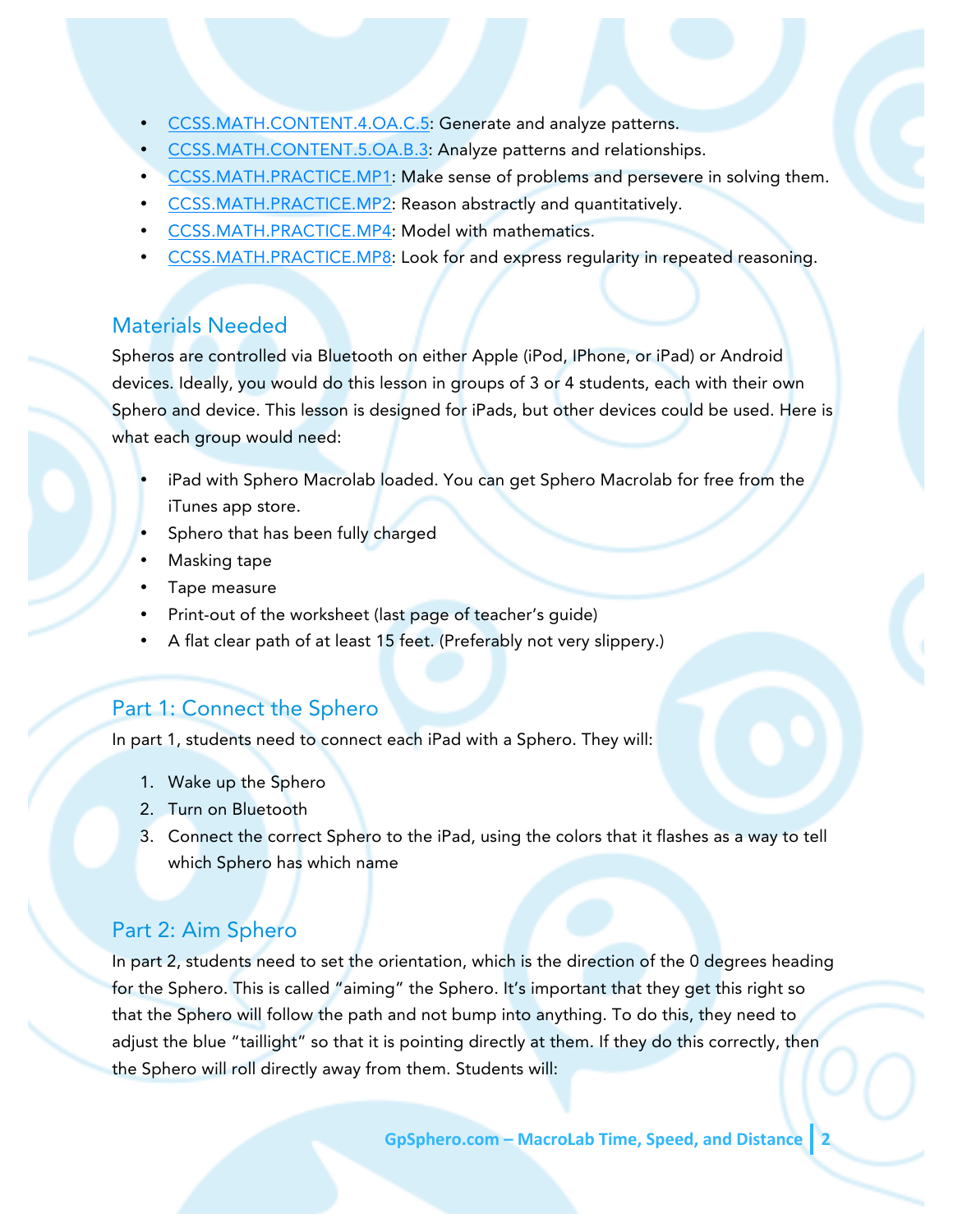- [CCSS.MATH.CONTENT.4.OA.C.5](CCSS.MATH.CONTENT.4.OA.C.5): Generate and analyze patterns.
- [CCSS.MATH.CONTENT.5.OA.B.3](CCSS.MATH.CONTENT.5.OA.B.3): Analyze patterns and relationships.
- [CCSS.MATH.PRACTICE.MP1](CCSS.MATH.PRACTICE.MP1): Make sense of problems and persevere in solving them.
- [CCSS.MATH.PRACTICE.MP2](CCSS.MATH.PRACTICE.MP2): Reason abstractly and quantitatively.
- [CCSS.MATH.PRACTICE.MP4](CCSS.MATH.PRACTICE.MP4): Model with mathematics.
- [CCSS.MATH.PRACTICE.MP8](CCSS.MATH.PRACTICE.MP8): Look for and express regularity in repeated reasoning.

## Materials Needed

Spheros are controlled via Bluetooth on either Apple (iPod, IPhone, or iPad) or Android devices. Ideally, you would do this lesson in groups of 3 or 4 students, each with their own Sphero and device. This lesson is designed for iPads, but other devices could be used. Here is what each group would need:

- iPad with Sphero Macrolab loaded. You can get Sphero Macrolab for free from the iTunes app store.
- Sphero that has been fully charged
- Masking tape
- Tape measure
- Print-out of the worksheet (last page of teacher's guide)
- A flat clear path of at least 15 feet. (Preferably not very slippery.)

## Part 1: Connect the Sphero

In part 1, students need to connect each iPad with a Sphero. They will:

1. Wake up the Sphero
2. Turn on Bluetooth
3. Connect the correct Sphero to the iPad, using the colors that it flashes as a way to tell which Sphero has which name

## Part 2: Aim Sphero

In part 2, students need to set the orientation, which is the direction of the 0 degrees heading for the Sphero. This is called "aiming" the Sphero. It's important that they get this right so that the Sphero will follow the path and not bump into anything. To do this, they need to adjust the blue "taillight" so that it is pointing directly at them. If they do this correctly, then the Sphero will roll directly away from them. Students will: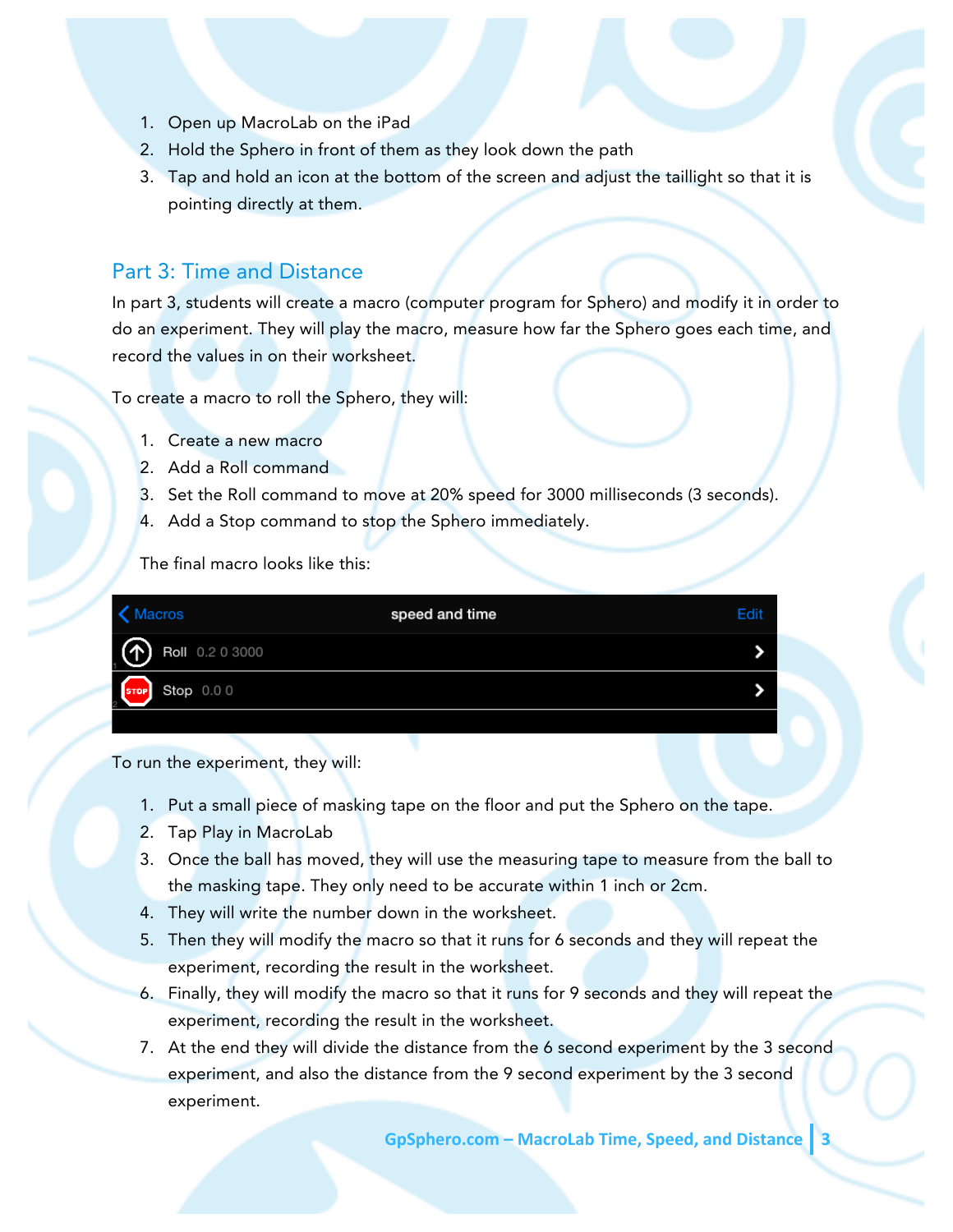1. Open up MacroLab on the iPad
2. Hold the Sphero in front of them as they look down the path
3. Tap and hold an icon at the bottom of the screen and adjust the taillight so that it is pointing directly at them.

## Part 3: Time and Distance

In part 3, students will create a macro (computer program for Sphero) and modify it in order to do an experiment. They will play the macro, measure how far the Sphero goes each time, and record the values in on their worksheet.

To create a macro to roll the Sphero, they will:

1. Create a new macro
2. Add a Roll command
3. Set the Roll command to move at 20% speed for 3000 milliseconds (3 seconds).
4. Add a Stop command to stop the Sphero immediately.

The final macro looks like this:

| Macros | speed and time | Edit |
|---|---|---|
| Roll 0.2 0 3000 | | > |
| Stop 0.0 0 | | > |

To run the experiment, they will:

1. Put a small piece of masking tape on the floor and put the Sphero on the tape.
2. Tap Play in MacroLab
3. Once the ball has moved, they will use the measuring tape to measure from the ball to the masking tape. They only need to be accurate within 1 inch or 2cm.
4. They will write the number down in the worksheet.
5. Then they will modify the macro so that it runs for 6 seconds and they will repeat the experiment, recording the result in the worksheet.
6. Finally, they will modify the macro so that it runs for 9 seconds and they will repeat the experiment, recording the result in the worksheet.
7. At the end they will divide the distance from the 6 second experiment by the 3 second experiment, and also the distance from the 9 second experiment by the 3 second experiment.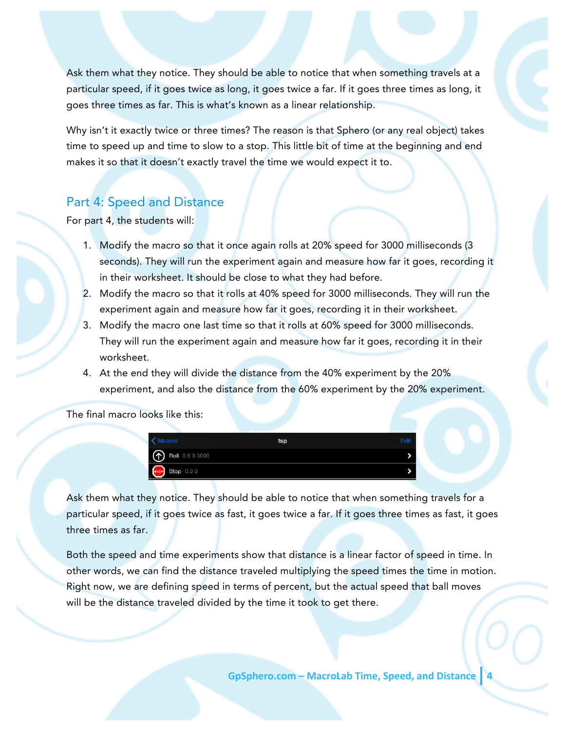Ask them what they notice. They should be able to notice that when something travels at a particular speed, if it goes twice as long, it goes twice a far. If it goes three times as long, it goes three times as far. This is what's known as a linear relationship.

Why isn't it exactly twice or three times? The reason is that Sphero (or any real object) takes time to speed up and time to slow to a stop. This little bit of time at the beginning and end makes it so that it doesn't exactly travel the time we would expect it to.

## Part 4: Speed and Distance

For part 4, the students will:

1. Modify the macro so that it once again rolls at 20% speed for 3000 milliseconds (3 seconds). They will run the experiment again and measure how far it goes, recording it in their worksheet. It should be close to what they had before.
2. Modify the macro so that it rolls at 40% speed for 3000 milliseconds. They will run the experiment again and measure how far it goes, recording it in their worksheet.
3. Modify the macro one last time so that it rolls at 60% speed for 3000 milliseconds. They will run the experiment again and measure how far it goes, recording it in their worksheet.
4. At the end they will divide the distance from the 40% experiment by the 20% experiment, and also the distance from the 60% experiment by the 20% experiment.

The final macro looks like this:

| Macros | tsp | Edit |
|---|---|---|
| Roll 0.6 0 3000 | | > |
| Stop 0 0 0 | | > |

Ask them what they notice. They should be able to notice that when something travels for a particular speed, if it goes twice as fast, it goes twice a far. If it goes three times as fast, it goes three times as far.

Both the speed and time experiments show that distance is a linear factor of speed in time. In other words, we can find the distance traveled multiplying the speed times the time in motion. Right now, we are defining speed in terms of percent, but the actual speed that ball moves will be the distance traveled divided by the time it took to get there.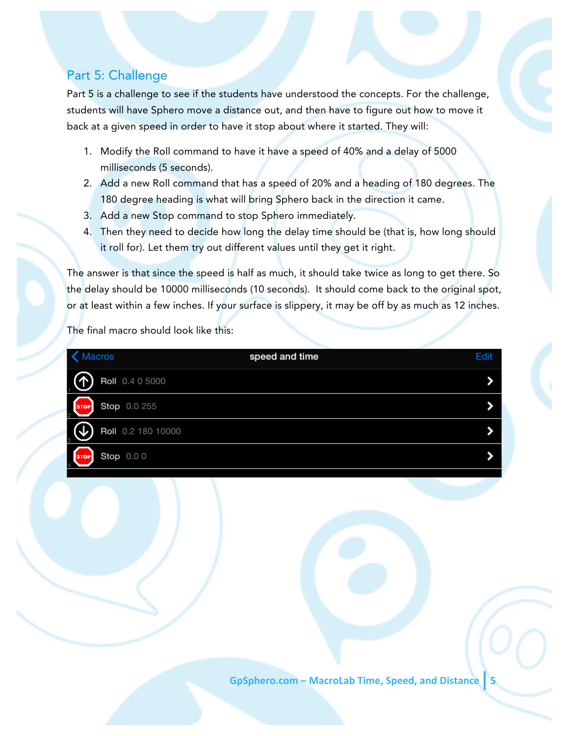## Part 5: Challenge

Part 5 is a challenge to see if the students have understood the concepts. For the challenge, students will have Sphero move a distance out, and then have to figure out how to move it back at a given speed in order to have it stop about where it started. They will:

1. Modify the Roll command to have it have a speed of 40% and a delay of 5000 milliseconds (5 seconds).
2. Add a new Roll command that has a speed of 20% and a heading of 180 degrees. The 180 degree heading is what will bring Sphero back in the direction it came.
3. Add a new Stop command to stop Sphero immediately.
4. Then they need to decide how long the delay time should be (that is, how long should it roll for). Let them try out different values until they get it right.

The answer is that since the speed is half as much, it should take twice as long to get there. So the delay should be 10000 milliseconds (10 seconds). It should come back to the original spot, or at least within a few inches. If your surface is slippery, it may be off by as much as 12 inches.

The final macro should look like this:

Macros | speed and time | Edit

1. Roll 0.4 0 5000
2. Stop 0.0 255
3. Roll 0.2 180 10000
4. Stop 0.0 0